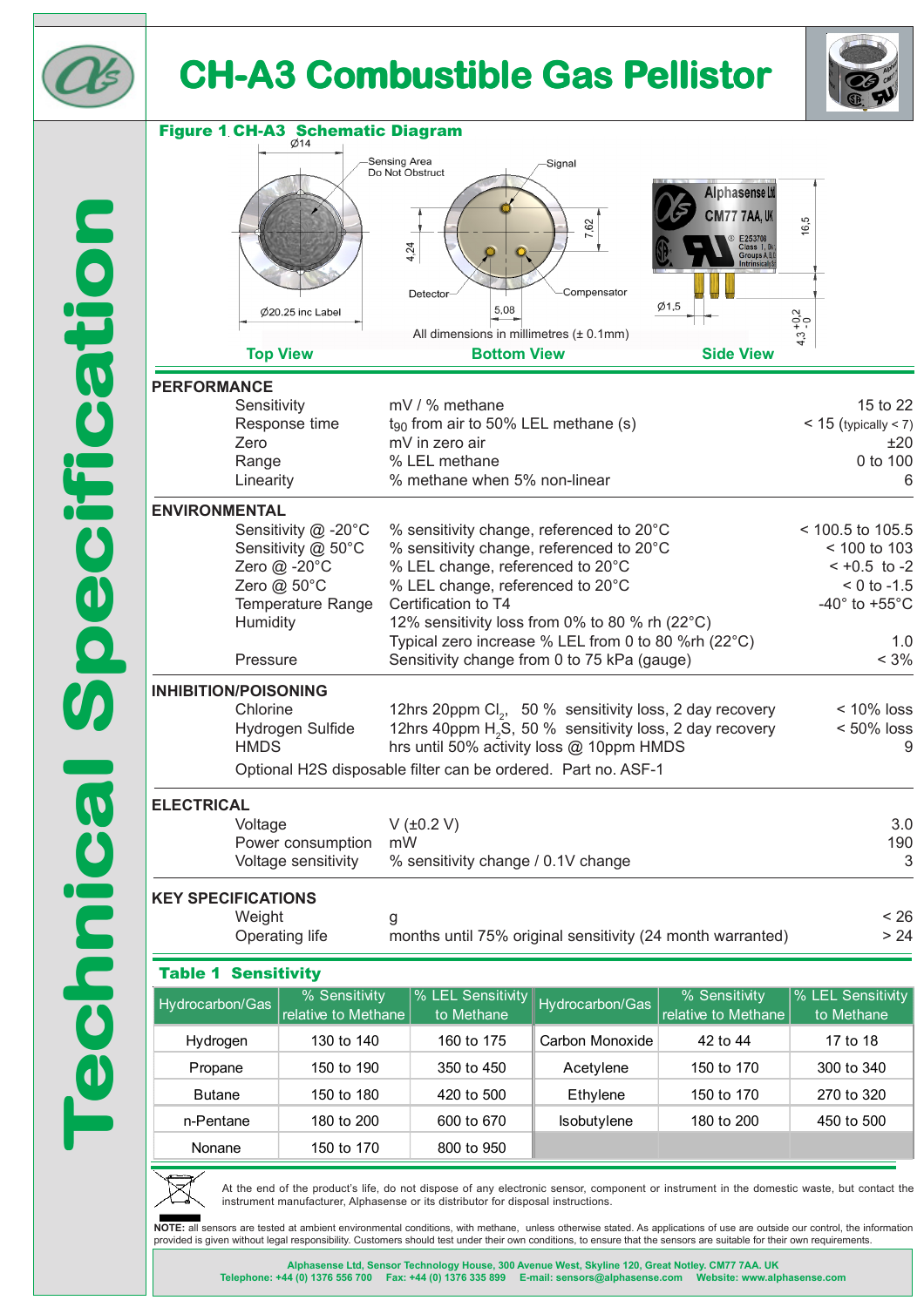# CH-A3 Combustible Gas Pellistor

Technical Specification

## Figure 1 CH-A3 Schematic Diagram

Ø14

Sensing Area Do Not Obstruct

Signal

4,24

7,62

Detector

Compensator

5,08

Ø1,5

16,5

Ø20.25 inc Label

All dimensions in millimetres (± 0.1mm)

$4{,}3^{+0{,}2}_{-0}$

Top View | Bottom View | Side View

## PERFORMANCE

| | | |
|---|---|---|
| Sensitivity | mV / % methane | 15 to 22 |
| Response time | $t_{90}$ from air to 50% LEL methane (s) | < 15 (typically < 7) |
| Zero | mV in zero air | ±20 |
| Range | % LEL methane | 0 to 100 |
| Linearity | % methane when 5% non-linear | 6 |

## ENVIRONMENTAL

| | | |
|---|---|---|
| Sensitivity @ -20°C | % sensitivity change, referenced to 20°C | < 100.5 to 105.5 |
| Sensitivity @ 50°C | % sensitivity change, referenced to 20°C | < 100 to 103 |
| Zero @ -20°C | % LEL change, referenced to 20°C | < +0.5 to -2 |
| Zero @ 50°C | % LEL change, referenced to 20°C | < 0 to -1.5 |
| Temperature Range | Certification to T4 | -40° to +55°C |
| Humidity | 12% sensitivity loss from 0% to 80 % rh (22°C) | |
| | Typical zero increase % LEL from 0 to 80 %rh (22°C) | 1.0 |
| Pressure | Sensitivity change from 0 to 75 kPa (gauge) | < 3% |

## INHIBITION/POISONING

| | | |
|---|---|---|
| Chlorine | 12hrs 20ppm $Cl_2$, 50 % sensitivity loss, 2 day recovery | < 10% loss |
| Hydrogen Sulfide | 12hrs 40ppm $H_2S$, 50 % sensitivity loss, 2 day recovery | < 50% loss |
| HMDS | hrs until 50% activity loss @ 10ppm HMDS | 9 |

Optional H2S disposable filter can be ordered. Part no. ASF-1

## ELECTRICAL

| | | |
|---|---|---|
| Voltage | V (±0.2 V) | 3.0 |
| Power consumption | mW | 190 |
| Voltage sensitivity | % sensitivity change / 0.1V change | 3 |

## KEY SPECIFICATIONS

| | | |
|---|---|---|
| Weight | g | < 26 |
| Operating life | months until 75% original sensitivity (24 month warranted) | > 24 |

## Table 1 Sensitivity

| Hydrocarbon/Gas | % Sensitivity relative to Methane | % LEL Sensitivity to Methane | Hydrocarbon/Gas | % Sensitivity relative to Methane | % LEL Sensitivity to Methane |
|---|---|---|---|---|---|
| Hydrogen | 130 to 140 | 160 to 175 | Carbon Monoxide | 42 to 44 | 17 to 18 |
| Propane | 150 to 190 | 350 to 450 | Acetylene | 150 to 170 | 300 to 340 |
| Butane | 150 to 180 | 420 to 500 | Ethylene | 150 to 170 | 270 to 320 |
| n-Pentane | 180 to 200 | 600 to 670 | Isobutylene | 180 to 200 | 450 to 500 |
| Nonane | 150 to 170 | 800 to 950 | | | |

At the end of the product's life, do not dispose of any electronic sensor, component or instrument in the domestic waste, but contact the instrument manufacturer, Alphasense or its distributor for disposal instructions.

**NOTE:** all sensors are tested at ambient environmental conditions, with methane, unless otherwise stated. As applications of use are outside our control, the information provided is given without legal responsibility. Customers should test under their own conditions, to ensure that the sensors are suitable for their own requirements.

**Alphasense Ltd, Sensor Technology House, 300 Avenue West, Skyline 120, Great Notley. CM77 7AA. UK**
**Telephone: +44 (0) 1376 556 700 Fax: +44 (0) 1376 335 899 E-mail: sensors@alphasense.com Website: www.alphasense.com**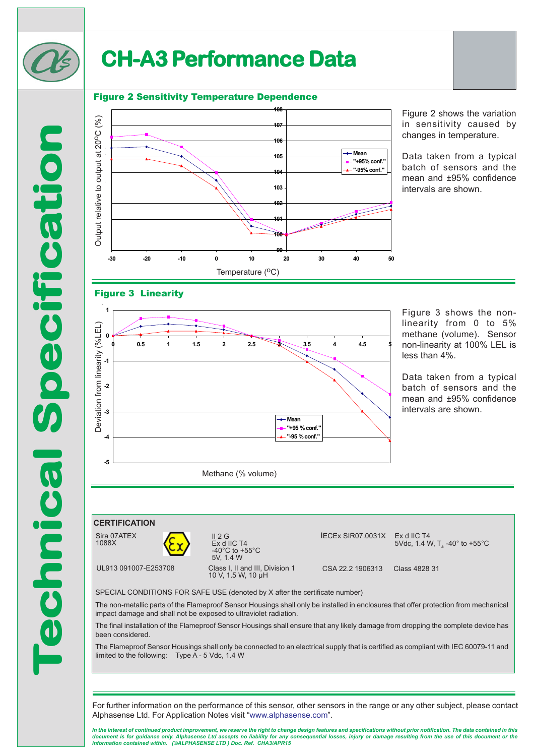# CH-A3 Performance Data

Technical Specification

## Figure 2 Sensitivity Temperature Dependence

Output relative to output at 20°C (%)

108
107
106
105
104
103
102
101
100
99

-30 -20 -10 0 10 20 30 40 50

Temperature (°C)

Mean
"+95% conf."
"-95% conf."

Figure 2 shows the variation in sensitivity caused by changes in temperature.

Data taken from a typical batch of sensors and the mean and ±95% confidence intervals are shown.

## Figure 3 Linearity

Deviation from linearity (%LEL)

1
0
-1
-2
-3
-4
-5

0 0.5 1 1.5 2 2.5 3 3.5 4 4.5 5

Methane (% volume)

Mean
"+95 % conf."
"-95 % conf."

Figure 3 shows the non-linearity from 0 to 5% methane (volume). Sensor non-linearity at 100% LEL is less than 4%.

Data taken from a typical batch of sensors and the mean and ±95% confidence intervals are shown.

## CERTIFICATION

| | | | | |
|---|---|---|---|---|
| Sira 07ATEX 1088X | | II 2 G<br>Ex d IIC T4<br>-40°C to +55°C<br>5V, 1.4 W | IECEx SIR07.0031X | Ex d IIC T4<br>5Vdc, 1.4 W, $T_a$ -40° to +55°C |
| UL913 091007-E253708 | | Class I, II and III, Division 1<br>10 V, 1.5 W, 10 µH | CSA 22.2 1906313 | Class 4828 31 |

SPECIAL CONDITIONS FOR SAFE USE (denoted by X after the certificate number)

The non-metallic parts of the Flameproof Sensor Housings shall only be installed in enclosures that offer protection from mechanical impact damage and shall not be exposed to ultraviolet radiation.

The final installation of the Flameproof Sensor Housings shall ensure that any likely damage from dropping the complete device has been considered.

The Flameproof Sensor Housings shall only be connected to an electrical supply that is certified as compliant with IEC 60079-11 and limited to the following: Type A - 5 Vdc, 1.4 W

For further information on the performance of this sensor, other sensors in the range or any other subject, please contact Alphasense Ltd. For Application Notes visit "www.alphasense.com".

*In the interest of continued product improvement, we reserve the right to change design features and specifications without prior notification. The data contained in this document is for guidance only. Alphasense Ltd accepts no liability for any consequential losses, injury or damage resulting from the use of this document or the information contained within. (©ALPHASENSE LTD ) Doc. Ref. CHA3/APR15*